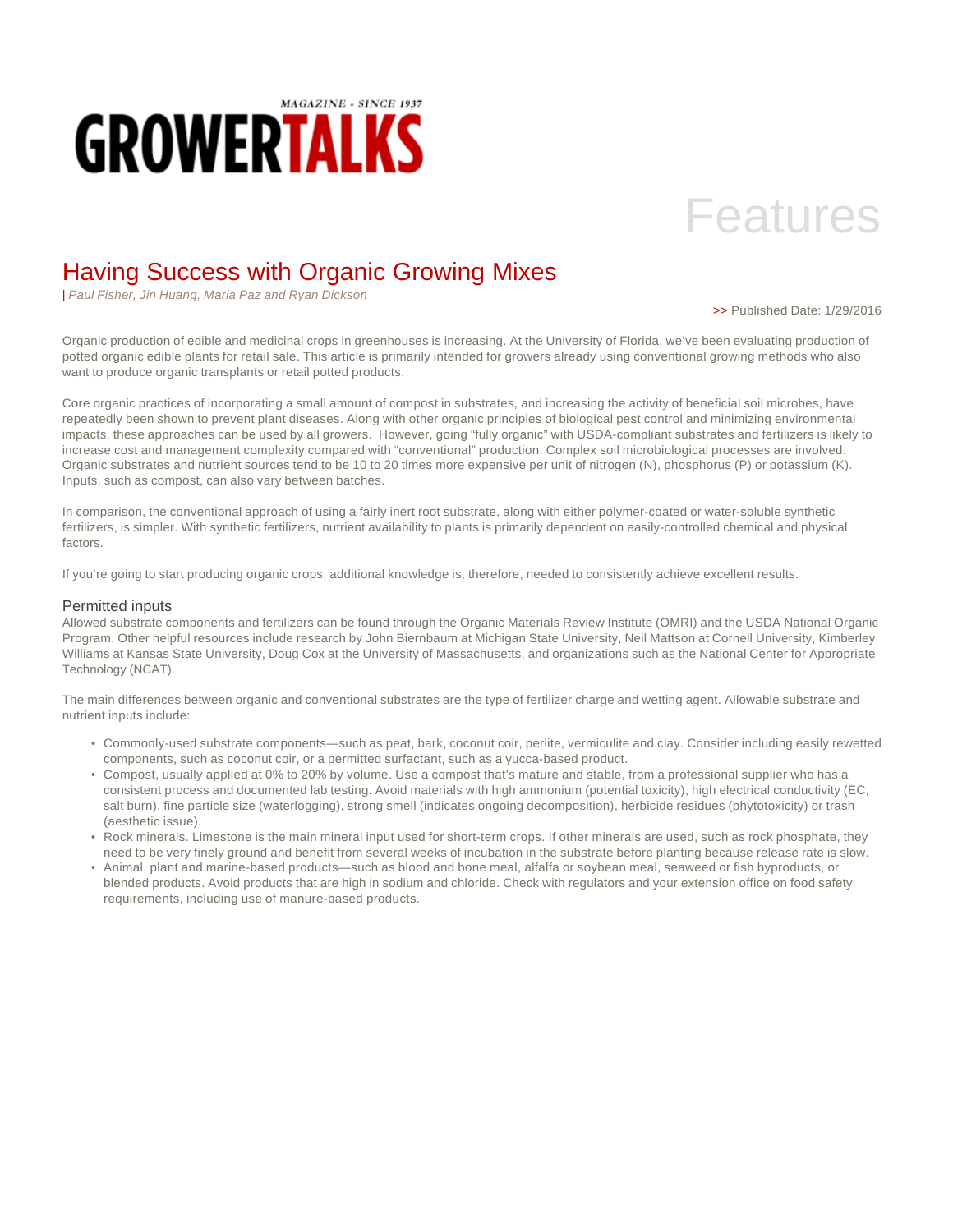# GROWERTALKS

MAGAZINE - SINCE 1937

Features

## Having Success with Organic Growing Mixes

| *Paul Fisher, Jin Huang, Maria Paz and Ryan Dickson*

>> Published Date: 1/29/2016

Organic production of edible and medicinal crops in greenhouses is increasing. At the University of Florida, we've been evaluating production of potted organic edible plants for retail sale. This article is primarily intended for growers already using conventional growing methods who also want to produce organic transplants or retail potted products.

Core organic practices of incorporating a small amount of compost in substrates, and increasing the activity of beneficial soil microbes, have repeatedly been shown to prevent plant diseases. Along with other organic principles of biological pest control and minimizing environmental impacts, these approaches can be used by all growers. However, going "fully organic" with USDA-compliant substrates and fertilizers is likely to increase cost and management complexity compared with "conventional" production. Complex soil microbiological processes are involved. Organic substrates and nutrient sources tend to be 10 to 20 times more expensive per unit of nitrogen (N), phosphorus (P) or potassium (K). Inputs, such as compost, can also vary between batches.

In comparison, the conventional approach of using a fairly inert root substrate, along with either polymer-coated or water-soluble synthetic fertilizers, is simpler. With synthetic fertilizers, nutrient availability to plants is primarily dependent on easily-controlled chemical and physical factors.

If you're going to start producing organic crops, additional knowledge is, therefore, needed to consistently achieve excellent results.

### Permitted inputs

Allowed substrate components and fertilizers can be found through the Organic Materials Review Institute (OMRI) and the USDA National Organic Program. Other helpful resources include research by John Biernbaum at Michigan State University, Neil Mattson at Cornell University, Kimberley Williams at Kansas State University, Doug Cox at the University of Massachusetts, and organizations such as the National Center for Appropriate Technology (NCAT).

The main differences between organic and conventional substrates are the type of fertilizer charge and wetting agent. Allowable substrate and nutrient inputs include:

- Commonly-used substrate components—such as peat, bark, coconut coir, perlite, vermiculite and clay. Consider including easily rewetted components, such as coconut coir, or a permitted surfactant, such as a yucca-based product.
- Compost, usually applied at 0% to 20% by volume. Use a compost that's mature and stable, from a professional supplier who has a consistent process and documented lab testing. Avoid materials with high ammonium (potential toxicity), high electrical conductivity (EC, salt burn), fine particle size (waterlogging), strong smell (indicates ongoing decomposition), herbicide residues (phytotoxicity) or trash (aesthetic issue).
- Rock minerals. Limestone is the main mineral input used for short-term crops. If other minerals are used, such as rock phosphate, they need to be very finely ground and benefit from several weeks of incubation in the substrate before planting because release rate is slow.
- Animal, plant and marine-based products—such as blood and bone meal, alfalfa or soybean meal, seaweed or fish byproducts, or blended products. Avoid products that are high in sodium and chloride. Check with regulators and your extension office on food safety requirements, including use of manure-based products.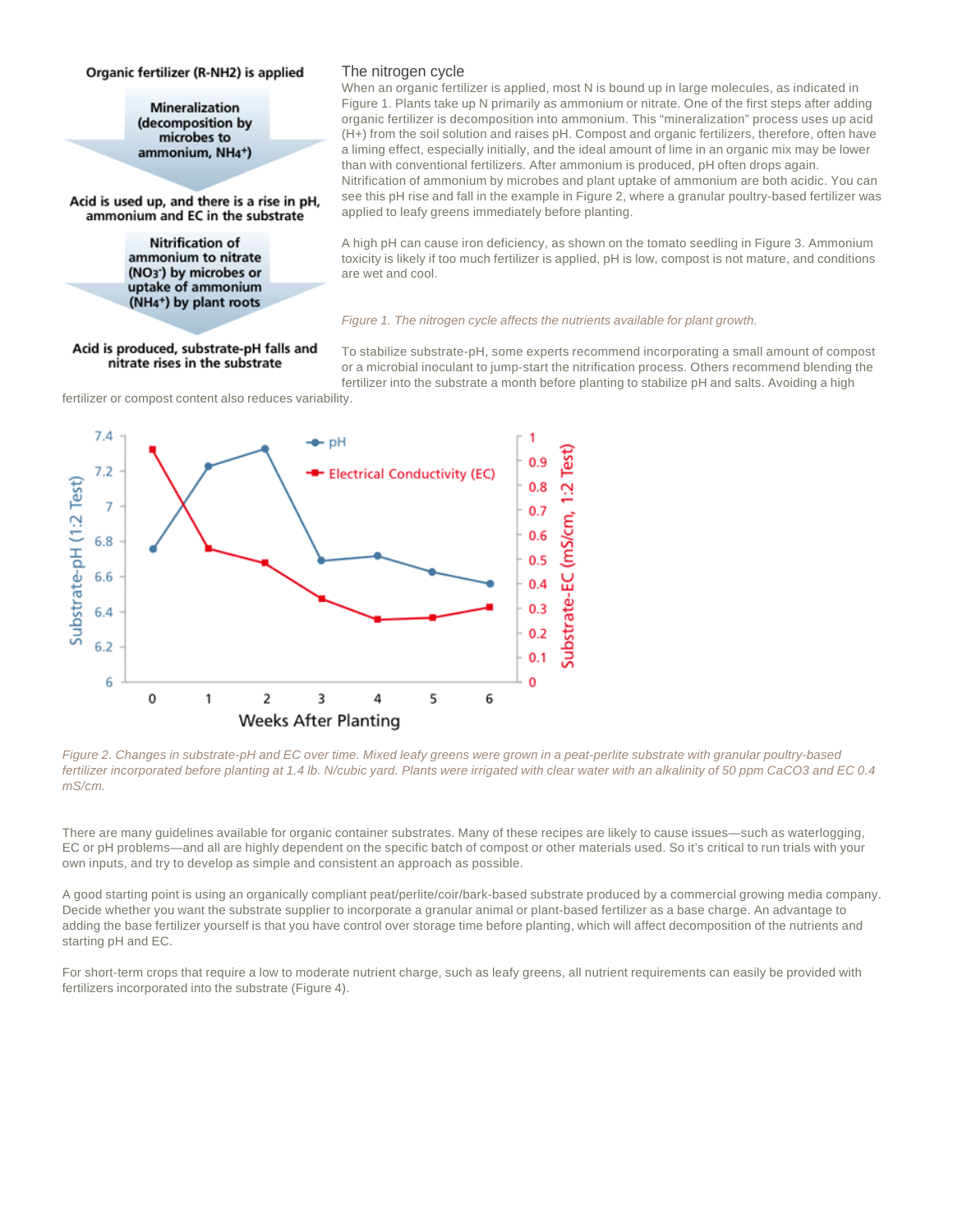Organic fertilizer (R-NH2) is applied

Mineralization (decomposition by microbes to ammonium, $NH_4^+$)

Acid is used up, and there is a rise in pH, ammonium and EC in the substrate

Nitrification of ammonium to nitrate ($NO_3^-$) by microbes or uptake of ammonium ($NH_4^+$) by plant roots

Acid is produced, substrate-pH falls and nitrate rises in the substrate

## The nitrogen cycle

When an organic fertilizer is applied, most N is bound up in large molecules, as indicated in Figure 1. Plants take up N primarily as ammonium or nitrate. One of the first steps after adding organic fertilizer is decomposition into ammonium. This "mineralization" process uses up acid (H+) from the soil solution and raises pH. Compost and organic fertilizers, therefore, often have a liming effect, especially initially, and the ideal amount of lime in an organic mix may be lower than with conventional fertilizers. After ammonium is produced, pH often drops again. Nitrification of ammonium by microbes and plant uptake of ammonium are both acidic. You can see this pH rise and fall in the example in Figure 2, where a granular poultry-based fertilizer was applied to leafy greens immediately before planting.

A high pH can cause iron deficiency, as shown on the tomato seedling in Figure 3. Ammonium toxicity is likely if too much fertilizer is applied, pH is low, compost is not mature, and conditions are wet and cool.

*Figure 1. The nitrogen cycle affects the nutrients available for plant growth.*

To stabilize substrate-pH, some experts recommend incorporating a small amount of compost or a microbial inoculant to jump-start the nitrification process. Others recommend blending the fertilizer into the substrate a month before planting to stabilize pH and salts. Avoiding a high fertilizer or compost content also reduces variability.

| Weeks After Planting | Substrate-pH (1:2 Test) | Substrate-EC (mS/cm, 1:2 Test) |
|---|---|---|
| 0 | 6.76 | 0.95 |
| 1 | 7.23 | 0.55 |
| 2 | 7.32 | 0.49 |
| 3 | 6.69 | 0.35 |
| 4 | 6.72 | 0.26 |
| 5 | 6.63 | 0.27 |
| 6 | 6.56 | 0.31 |

*Figure 2. Changes in substrate-pH and EC over time. Mixed leafy greens were grown in a peat-perlite substrate with granular poultry-based fertilizer incorporated before planting at 1.4 lb. N/cubic yard. Plants were irrigated with clear water with an alkalinity of 50 ppm CaCO3 and EC 0.4 mS/cm.*

There are many guidelines available for organic container substrates. Many of these recipes are likely to cause issues—such as waterlogging, EC or pH problems—and all are highly dependent on the specific batch of compost or other materials used. So it's critical to run trials with your own inputs, and try to develop as simple and consistent an approach as possible.

A good starting point is using an organically compliant peat/perlite/coir/bark-based substrate produced by a commercial growing media company. Decide whether you want the substrate supplier to incorporate a granular animal or plant-based fertilizer as a base charge. An advantage to adding the base fertilizer yourself is that you have control over storage time before planting, which will affect decomposition of the nutrients and starting pH and EC.

For short-term crops that require a low to moderate nutrient charge, such as leafy greens, all nutrient requirements can easily be provided with fertilizers incorporated into the substrate (Figure 4).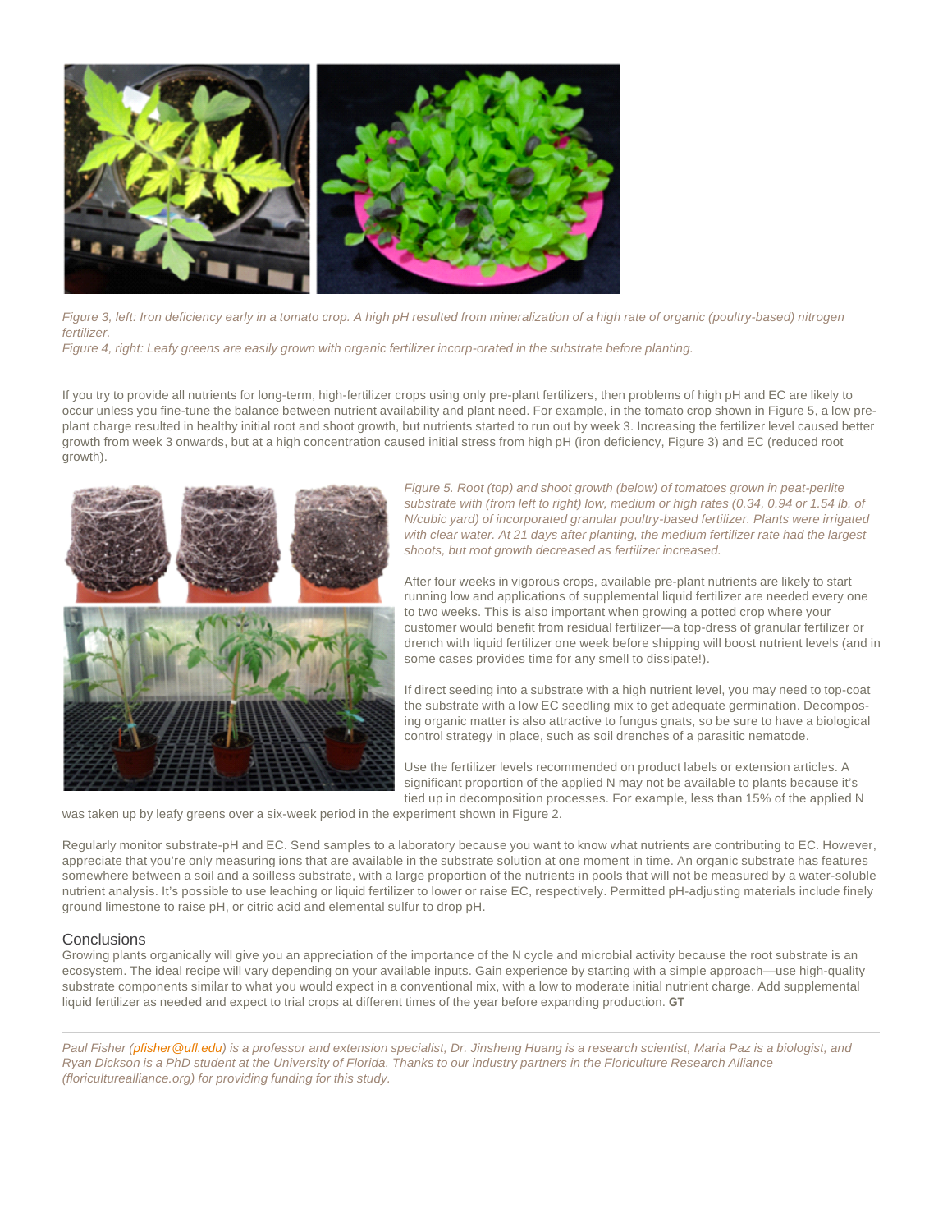*Figure 3, left: Iron deficiency early in a tomato crop. A high pH resulted from mineralization of a high rate of organic (poultry-based) nitrogen fertilizer.*
*Figure 4, right: Leafy greens are easily grown with organic fertilizer incorp-orated in the substrate before planting.*

If you try to provide all nutrients for long-term, high-fertilizer crops using only pre-plant fertilizers, then problems of high pH and EC are likely to occur unless you fine-tune the balance between nutrient availability and plant need. For example, in the tomato crop shown in Figure 5, a low pre-plant charge resulted in healthy initial root and shoot growth, but nutrients started to run out by week 3. Increasing the fertilizer level caused better growth from week 3 onwards, but at a high concentration caused initial stress from high pH (iron deficiency, Figure 3) and EC (reduced root growth).

*Figure 5. Root (top) and shoot growth (below) of tomatoes grown in peat-perlite substrate with (from left to right) low, medium or high rates (0.34, 0.94 or 1.54 lb. of N/cubic yard) of incorporated granular poultry-based fertilizer. Plants were irrigated with clear water. At 21 days after planting, the medium fertilizer rate had the largest shoots, but root growth decreased as fertilizer increased.*

After four weeks in vigorous crops, available pre-plant nutrients are likely to start running low and applications of supplemental liquid fertilizer are needed every one to two weeks. This is also important when growing a potted crop where your customer would benefit from residual fertilizer—a top-dress of granular fertilizer or drench with liquid fertilizer one week before shipping will boost nutrient levels (and in some cases provides time for any smell to dissipate!).

If direct seeding into a substrate with a high nutrient level, you may need to top-coat the substrate with a low EC seedling mix to get adequate germination. Decomposing organic matter is also attractive to fungus gnats, so be sure to have a biological control strategy in place, such as soil drenches of a parasitic nematode.

Use the fertilizer levels recommended on product labels or extension articles. A significant proportion of the applied N may not be available to plants because it's tied up in decomposition processes. For example, less than 15% of the applied N was taken up by leafy greens over a six-week period in the experiment shown in Figure 2.

Regularly monitor substrate-pH and EC. Send samples to a laboratory because you want to know what nutrients are contributing to EC. However, appreciate that you're only measuring ions that are available in the substrate solution at one moment in time. An organic substrate has features somewhere between a soil and a soilless substrate, with a large proportion of the nutrients in pools that will not be measured by a water-soluble nutrient analysis. It's possible to use leaching or liquid fertilizer to lower or raise EC, respectively. Permitted pH-adjusting materials include finely ground limestone to raise pH, or citric acid and elemental sulfur to drop pH.

## Conclusions

Growing plants organically will give you an appreciation of the importance of the N cycle and microbial activity because the root substrate is an ecosystem. The ideal recipe will vary depending on your available inputs. Gain experience by starting with a simple approach—use high-quality substrate components similar to what you would expect in a conventional mix, with a low to moderate initial nutrient charge. Add supplemental liquid fertilizer as needed and expect to trial crops at different times of the year before expanding production. **GT**

---

*Paul Fisher (pfisher@ufl.edu) is a professor and extension specialist, Dr. Jinsheng Huang is a research scientist, Maria Paz is a biologist, and Ryan Dickson is a PhD student at the University of Florida. Thanks to our industry partners in the Floriculture Research Alliance (floriculturealliance.org) for providing funding for this study.*